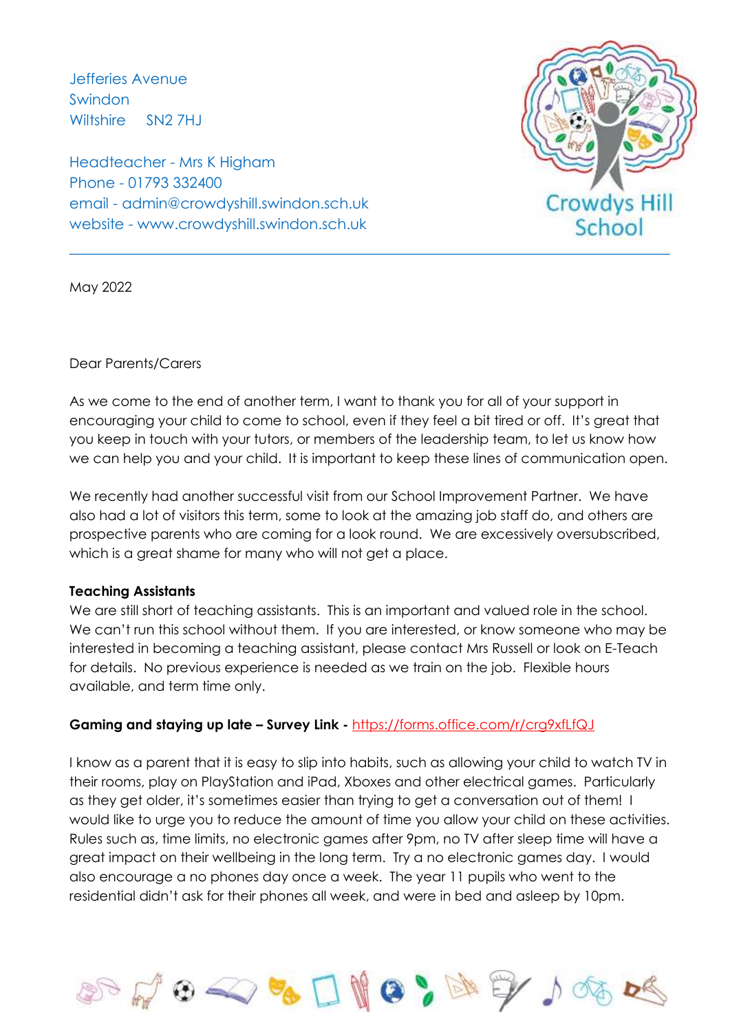Jefferies Avenue
Swindon
Wiltshire SN2 7HJ

Headteacher - Mrs K Higham
Phone - 01793 332400
email - admin@crowdyshill.swindon.sch.uk
website - www.crowdyshill.swindon.sch.uk

Crowdys Hill School

May 2022

Dear Parents/Carers

As we come to the end of another term, I want to thank you for all of your support in encouraging your child to come to school, even if they feel a bit tired or off. It's great that you keep in touch with your tutors, or members of the leadership team, to let us know how we can help you and your child. It is important to keep these lines of communication open.

We recently had another successful visit from our School Improvement Partner. We have also had a lot of visitors this term, some to look at the amazing job staff do, and others are prospective parents who are coming for a look round. We are excessively oversubscribed, which is a great shame for many who will not get a place.

**Teaching Assistants**

We are still short of teaching assistants. This is an important and valued role in the school. We can't run this school without them. If you are interested, or know someone who may be interested in becoming a teaching assistant, please contact Mrs Russell or look on E-Teach for details. No previous experience is needed as we train on the job. Flexible hours available, and term time only.

**Gaming and staying up late – Survey Link -** https://forms.office.com/r/crg9xfLfQJ

I know as a parent that it is easy to slip into habits, such as allowing your child to watch TV in their rooms, play on PlayStation and iPad, Xboxes and other electrical games. Particularly as they get older, it's sometimes easier than trying to get a conversation out of them! I would like to urge you to reduce the amount of time you allow your child on these activities. Rules such as, time limits, no electronic games after 9pm, no TV after sleep time will have a great impact on their wellbeing in the long term. Try a no electronic games day. I would also encourage a no phones day once a week. The year 11 pupils who went to the residential didn't ask for their phones all week, and were in bed and asleep by 10pm.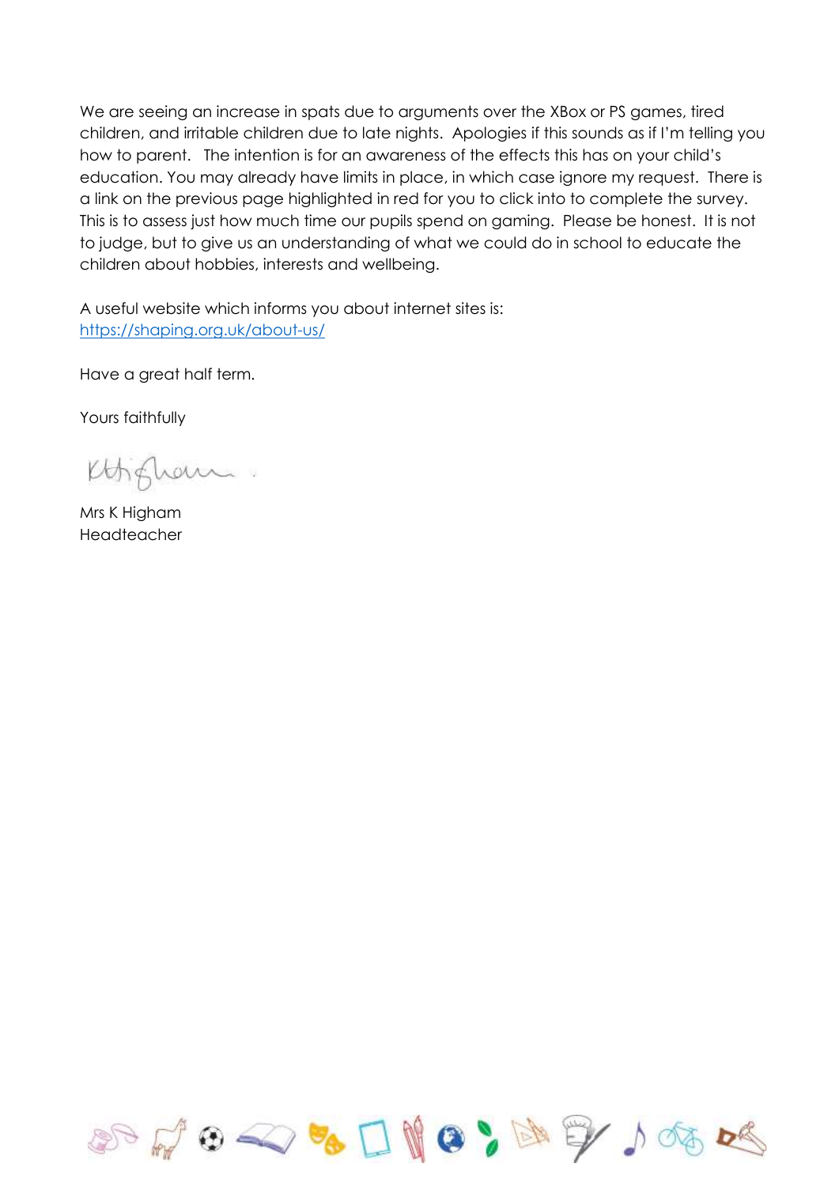We are seeing an increase in spats due to arguments over the XBox or PS games, tired children, and irritable children due to late nights. Apologies if this sounds as if I'm telling you how to parent. The intention is for an awareness of the effects this has on your child's education. You may already have limits in place, in which case ignore my request. There is a link on the previous page highlighted in red for you to click into to complete the survey. This is to assess just how much time our pupils spend on gaming. Please be honest. It is not to judge, but to give us an understanding of what we could do in school to educate the children about hobbies, interests and wellbeing.

A useful website which informs you about internet sites is:
[https://shaping.org.uk/about-us/](https://shaping.org.uk/about-us/)

Have a great half term.

Yours faithfully

Mrs K Higham
Headteacher